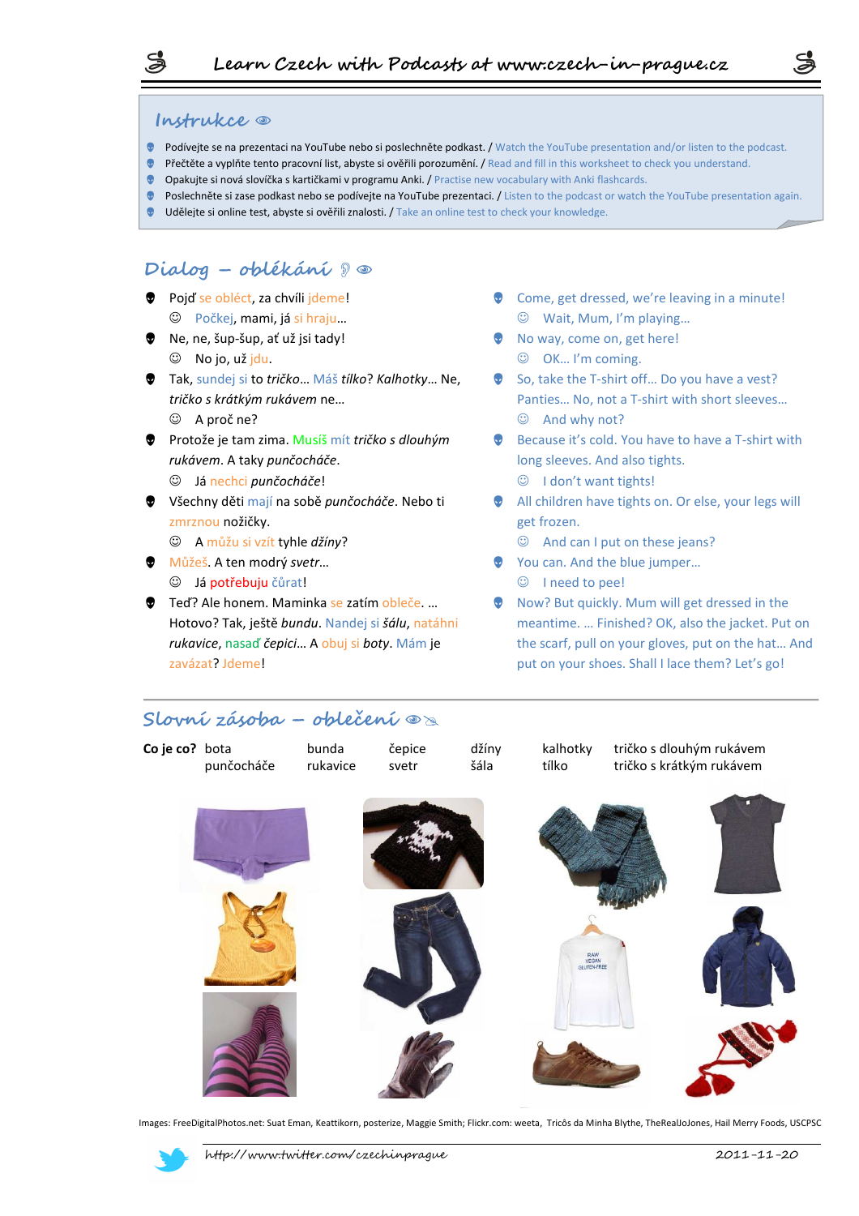## Instrukce

- Podívejte se na prezentaci na YouTube nebo si poslechněte podkast. / Watch the YouTube presentation and/or listen to the podcast.
- Přečtěte a vyplňte tento pracovní list, abyste si ověřili porozumění. / Read and fill in this worksheet to check you understand.
- Opakujte si nová slovíčka s kartičkami v programu Anki. / Practise new vocabulary with Anki flashcards.
- Poslechněte si zase podkast nebo se podívejte na YouTube prezentaci. / Listen to the podcast or watch the YouTube presentation again.
- Udělejte si online test, abyste si ověřili znalosti. / Take an online test to check your knowledge.

## Dialog – oblékání

- Pojď se obléct, za chvíli jdeme!
  - ☺ Počkej, mami, já si hraju…
- Ne, ne, šup-šup, ať už jsi tady!
  - ☺ No jo, už jdu.
- Tak, sundej si to *tričko*… Máš *tílko*? *Kalhotky*… Ne, *tričko s krátkým rukávem* ne…
  - ☺ A proč ne?
- Protože je tam zima. Musíš mít *tričko s dlouhým rukávem*. A taky *punčocháče*.
  - ☺ Já nechci *punčocháče*!
- Všechny děti mají na sobě *punčocháče*. Nebo ti zmrznou nožičky.
  - ☺ A můžu si vzít tyhle *džíny*?
- Můžeš. A ten modrý *svetr*…
  - ☺ Já potřebuju čůrat!
- Teď? Ale honem. Maminka se zatím obleče. … Hotovo? Tak, ještě *bundu*. Nandej si *šálu*, natáhni *rukavice*, nasaď *čepici*… A obuj si *boty*. Mám je zavázat? Jdeme!

- Come, get dressed, we're leaving in a minute!
  - ☺ Wait, Mum, I'm playing…
- No way, come on, get here!
  - ☺ OK… I'm coming.
- So, take the T-shirt off… Do you have a vest? Panties… No, not a T-shirt with short sleeves…
  - ☺ And why not?
- Because it's cold. You have to have a T-shirt with long sleeves. And also tights.
  - ☺ I don't want tights!
- All children have tights on. Or else, your legs will get frozen.
  - ☺ And can I put on these jeans?
- You can. And the blue jumper…
  - ☺ I need to pee!
- Now? But quickly. Mum will get dressed in the meantime. … Finished? OK, also the jacket. Put on the scarf, pull on your gloves, put on the hat… And put on your shoes. Shall I lace them? Let's go!

## Slovní zásoba – oblečení

**Co je co?** bota, punčocháče, bunda, rukavice, čepice, svetr, džíny, šála, kalhotky, tílko, tričko s dlouhým rukávem, tričko s krátkým rukávem

Images: FreeDigitalPhotos.net: Suat Eman, Keattikorn, posterize, Maggie Smith; Flickr.com: weeta, Tricôs da Minha Blythe, TheRealJoJones, Hail Merry Foods, USCPSC

http://www.twitter.com/czechinprague — 2011-11-20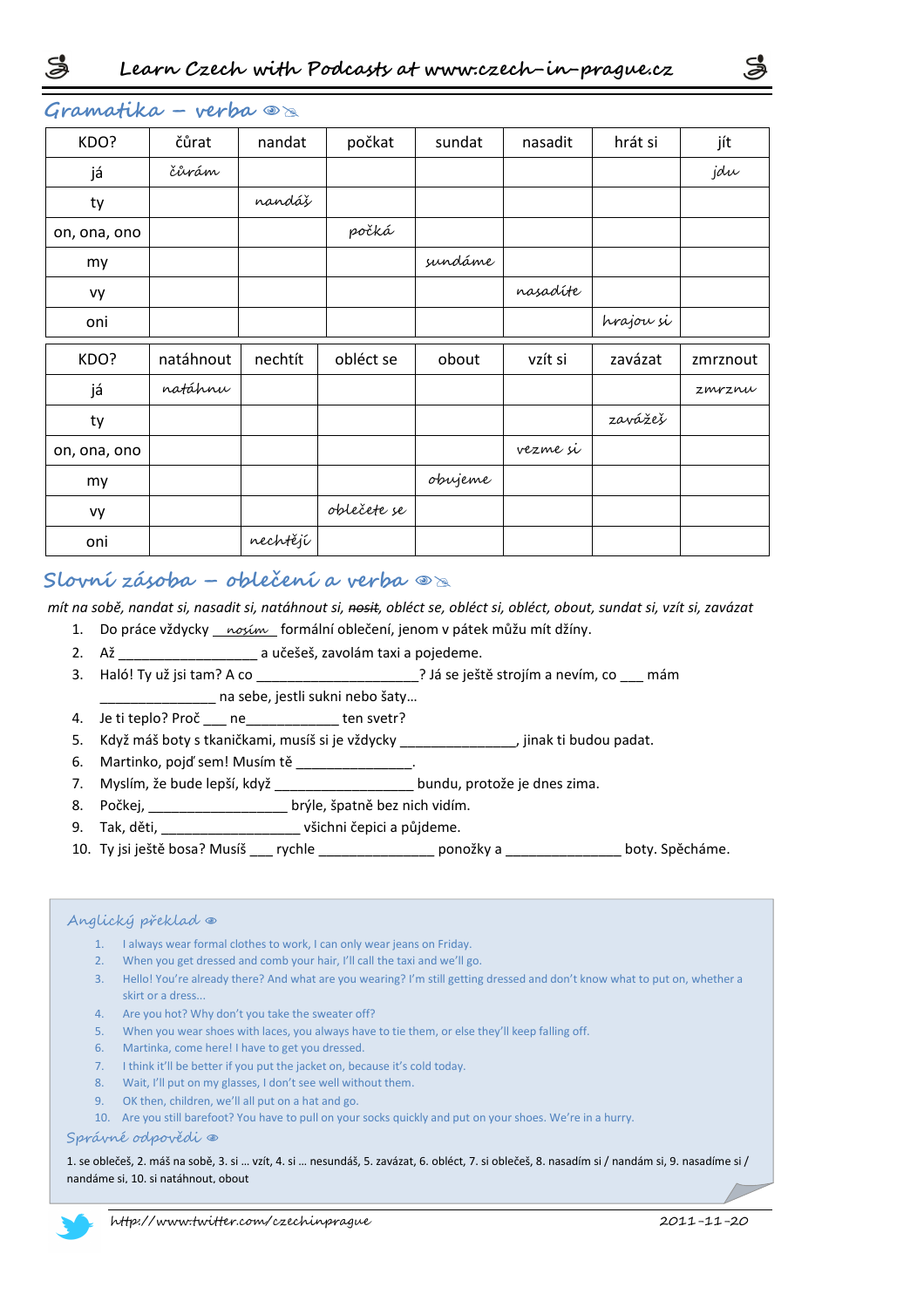## Gramatika – verba

| KDO? | čůrat | nandat | počkat | sundat | nasadit | hrát si | jít |
|---|---|---|---|---|---|---|---|
| já | čůrám | | | | | | jdu |
| ty | | nandáš | | | | | |
| on, ona, ono | | | počká | | | | |
| my | | | | sundáme | | | |
| vy | | | | | nasadíte | | |
| oni | | | | | | hrajou si | |

| KDO? | natáhnout | nechtít | obléct se | obout | vzít si | zavázat | zmrznout |
|---|---|---|---|---|---|---|---|
| já | natáhnu | | | | | | zmrznu |
| ty | | | | | | zavážeš | |
| on, ona, ono | | | | | vezme si | | |
| my | | | | obujeme | | | |
| vy | | | oblečete se | | | | |
| oni | | nechtějí | | | | | |

## Slovní zásoba – oblečení a verba

*mít na sobě, nandat si, nasadit si, natáhnout si, ~~nosit~~, obléct se, obléct si, obléct, obout, sundat si, vzít si, zavázat*

1. Do práce vždycky _nosím_ formální oblečení, jenom v pátek můžu mít džíny.
2. Až __________________ a učešeš, zavolám taxi a pojedeme.
3. Haló! Ty už jsi tam? A co ____________________? Já se ještě strojím a nevím, co ___ mám _______________ na sebe, jestli sukni nebo šaty…
4. Je ti teplo? Proč ___ ne____________ ten svetr?
5. Když máš boty s tkaničkami, musíš si je vždycky _______________, jinak ti budou padat.
6. Martinko, pojď sem! Musím tě _______________.
7. Myslím, že bude lepší, když __________________ bundu, protože je dnes zima.
8. Počkej, __________________ brýle, špatně bez nich vidím.
9. Tak, děti, __________________ všichni čepici a půjdeme.
10. Ty jsi ještě bosa? Musíš ___ rychle _______________ ponožky a _______________ boty. Spěcháme.

### Anglický překlad

1. I always wear formal clothes to work, I can only wear jeans on Friday.
2. When you get dressed and comb your hair, I'll call the taxi and we'll go.
3. Hello! You're already there? And what are you wearing? I'm still getting dressed and don't know what to put on, whether a skirt or a dress...
4. Are you hot? Why don't you take the sweater off?
5. When you wear shoes with laces, you always have to tie them, or else they'll keep falling off.
6. Martinka, come here! I have to get you dressed.
7. I think it'll be better if you put the jacket on, because it's cold today.
8. Wait, I'll put on my glasses, I don't see well without them.
9. OK then, children, we'll all put on a hat and go.
10. Are you still barefoot? You have to pull on your socks quickly and put on your shoes. We're in a hurry.

### Správné odpovědi

1. se oblečeš, 2. máš na sobě, 3. si … vzít, 4. si … nesundáš, 5. zavázat, 6. obléct, 7. si oblečeš, 8. nasadím si / nandám si, 9. nasadíme si / nandáme si, 10. si natáhnout, obout

http://www.twitter.com/czechinprague

2011-11-20